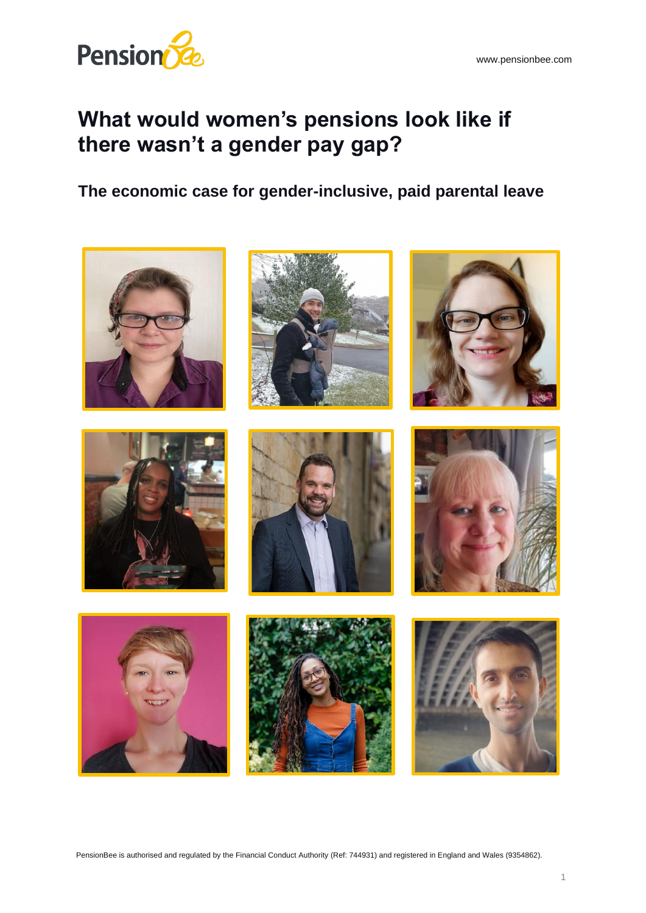# What would women's pensions look like if there wasn't a gender pay gap?

## The economic case for gender-inclusive, paid parental leave

PensionBee is authorised and regulated by the Financial Conduct Authority (Ref: 744931) and registered in England and Wales (9354862).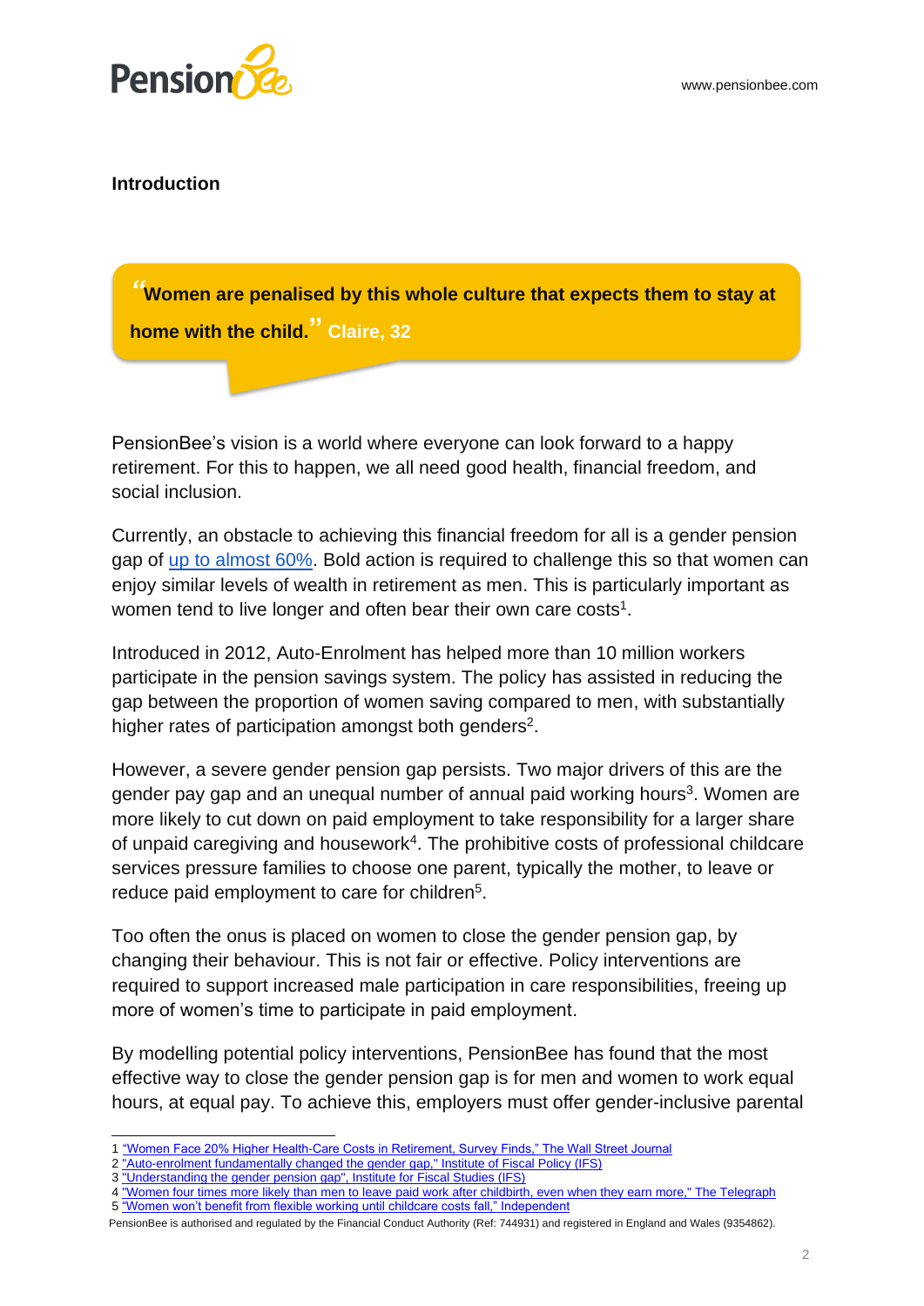## Introduction

> **"Women are penalised by this whole culture that expects them to stay at home with the child."** Claire, 32

PensionBee's vision is a world where everyone can look forward to a happy retirement. For this to happen, we all need good health, financial freedom, and social inclusion.

Currently, an obstacle to achieving this financial freedom for all is a gender pension gap of up to almost 60%. Bold action is required to challenge this so that women can enjoy similar levels of wealth in retirement as men. This is particularly important as women tend to live longer and often bear their own care costs[1].

Introduced in 2012, Auto-Enrolment has helped more than 10 million workers participate in the pension savings system. The policy has assisted in reducing the gap between the proportion of women saving compared to men, with substantially higher rates of participation amongst both genders[2].

However, a severe gender pension gap persists. Two major drivers of this are the gender pay gap and an unequal number of annual paid working hours[3]. Women are more likely to cut down on paid employment to take responsibility for a larger share of unpaid caregiving and housework[4]. The prohibitive costs of professional childcare services pressure families to choose one parent, typically the mother, to leave or reduce paid employment to care for children[5].

Too often the onus is placed on women to close the gender pension gap, by changing their behaviour. This is not fair or effective. Policy interventions are required to support increased male participation in care responsibilities, freeing up more of women's time to participate in paid employment.

By modelling potential policy interventions, PensionBee has found that the most effective way to close the gender pension gap is for men and women to work equal hours, at equal pay. To achieve this, employers must offer gender-inclusive parental

---

1 "Women Face 20% Higher Health-Care Costs in Retirement, Survey Finds," The Wall Street Journal
2 "Auto-enrolment fundamentally changed the gender gap," Institute of Fiscal Policy (IFS)
3 "Understanding the gender pension gap", Institute for Fiscal Studies (IFS)
4 "Women four times more likely than men to leave paid work after childbirth, even when they earn more," The Telegraph
5 "Women won't benefit from flexible working until childcare costs fall," Independent

PensionBee is authorised and regulated by the Financial Conduct Authority (Ref: 744931) and registered in England and Wales (9354862).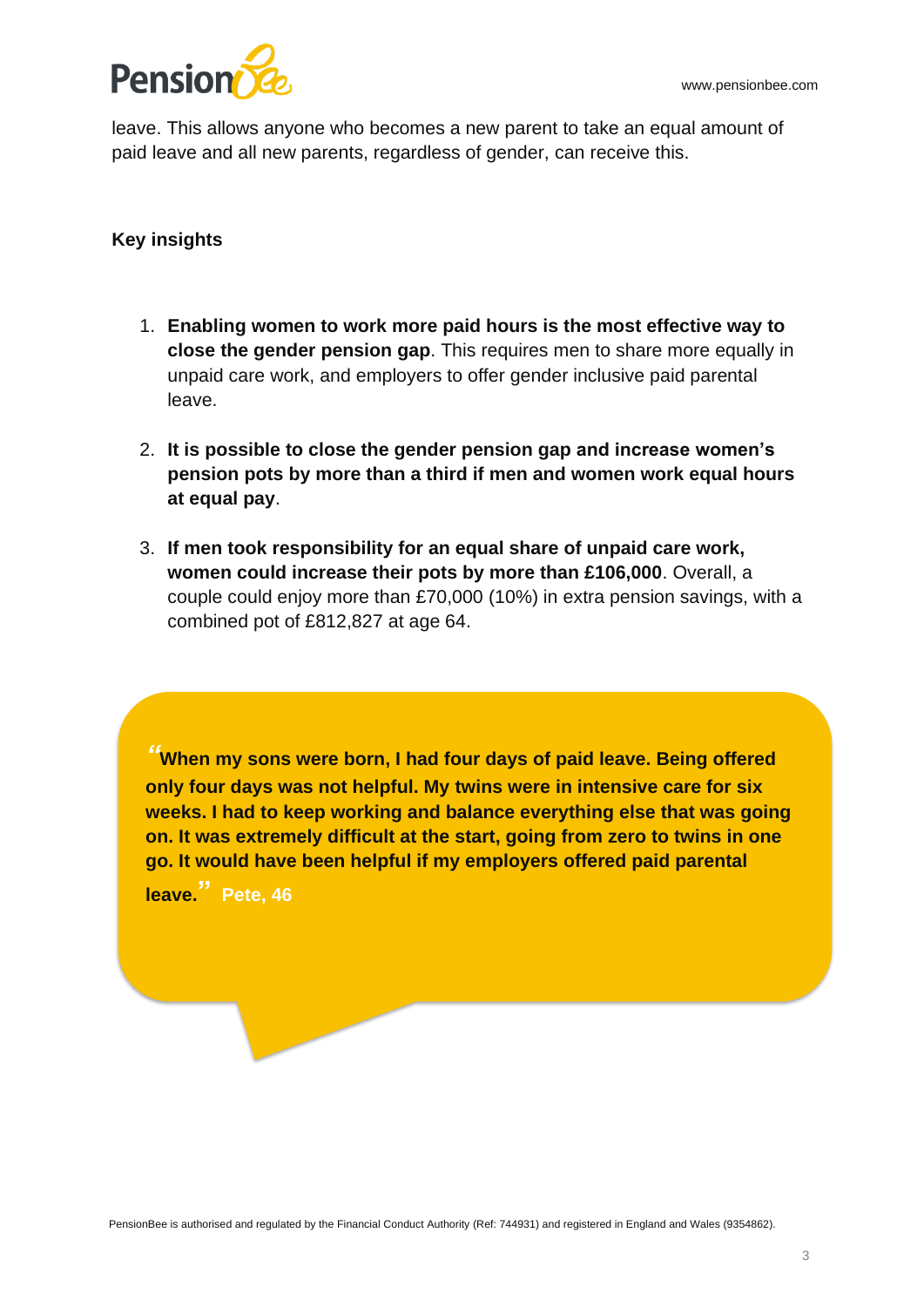leave. This allows anyone who becomes a new parent to take an equal amount of paid leave and all new parents, regardless of gender, can receive this.

**Key insights**

1. **Enabling women to work more paid hours is the most effective way to close the gender pension gap**. This requires men to share more equally in unpaid care work, and employers to offer gender inclusive paid parental leave.
2. **It is possible to close the gender pension gap and increase women's pension pots by more than a third if men and women work equal hours at equal pay**.
3. **If men took responsibility for an equal share of unpaid care work, women could increase their pots by more than £106,000**. Overall, a couple could enjoy more than £70,000 (10%) in extra pension savings, with a combined pot of £812,827 at age 64.

> **"When my sons were born, I had four days of paid leave. Being offered only four days was not helpful. My twins were in intensive care for six weeks. I had to keep working and balance everything else that was going on. It was extremely difficult at the start, going from zero to twins in one go. It would have been helpful if my employers offered paid parental leave." Pete, 46**

PensionBee is authorised and regulated by the Financial Conduct Authority (Ref: 744931) and registered in England and Wales (9354862).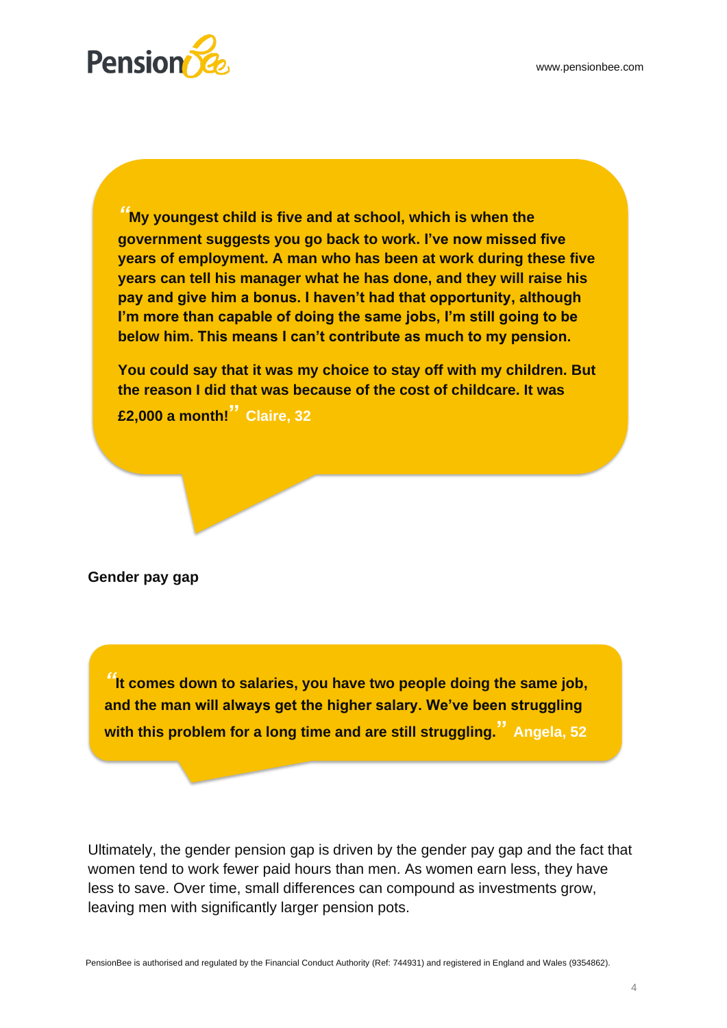> **"My youngest child is five and at school, which is when the government suggests you go back to work. I've now missed five years of employment. A man who has been at work during these five years can tell his manager what he has done, and they will raise his pay and give him a bonus. I haven't had that opportunity, although I'm more than capable of doing the same jobs, I'm still going to be below him. This means I can't contribute as much to my pension.**
>
> **You could say that it was my choice to stay off with my children. But the reason I did that was because of the cost of childcare. It was £2,000 a month!"** **Claire, 32**

**Gender pay gap**

> **"It comes down to salaries, you have two people doing the same job, and the man will always get the higher salary. We've been struggling with this problem for a long time and are still struggling."** **Angela, 52**

Ultimately, the gender pension gap is driven by the gender pay gap and the fact that women tend to work fewer paid hours than men. As women earn less, they have less to save. Over time, small differences can compound as investments grow, leaving men with significantly larger pension pots.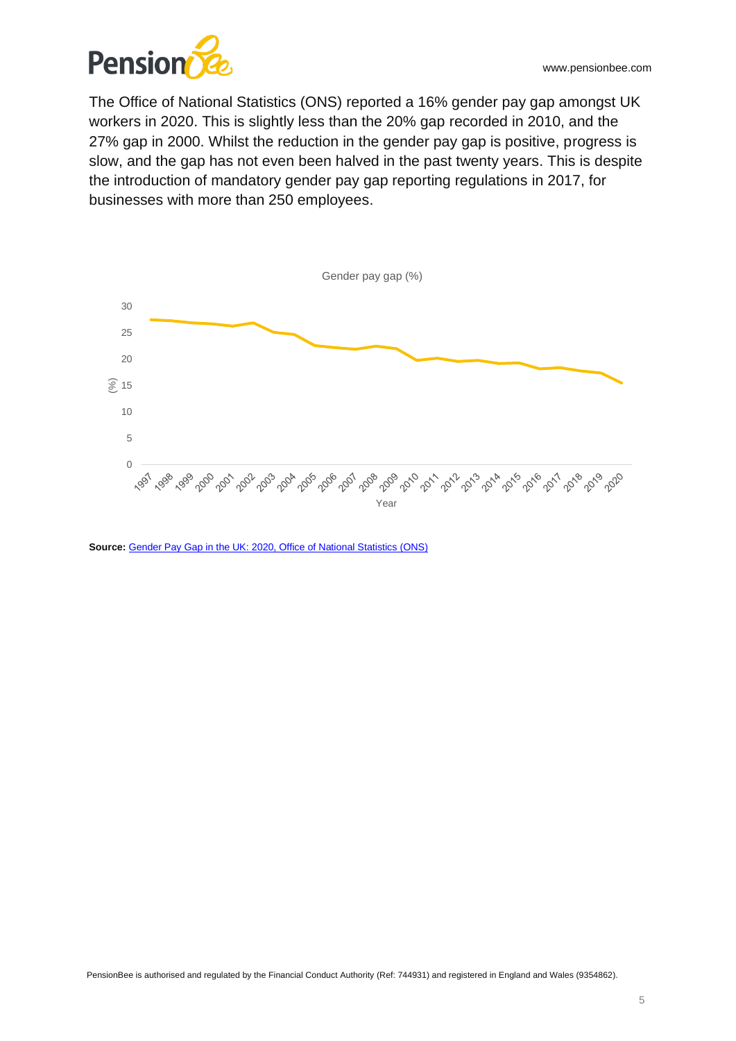The Office of National Statistics (ONS) reported a 16% gender pay gap amongst UK workers in 2020. This is slightly less than the 20% gap recorded in 2010, and the 27% gap in 2000. Whilst the reduction in the gender pay gap is positive, progress is slow, and the gap has not even been halved in the past twenty years. This is despite the introduction of mandatory gender pay gap reporting regulations in 2017, for businesses with more than 250 employees.

**Source:** [Gender Pay Gap in the UK: 2020, Office of National Statistics (ONS)]

PensionBee is authorised and regulated by the Financial Conduct Authority (Ref: 744931) and registered in England and Wales (9354862).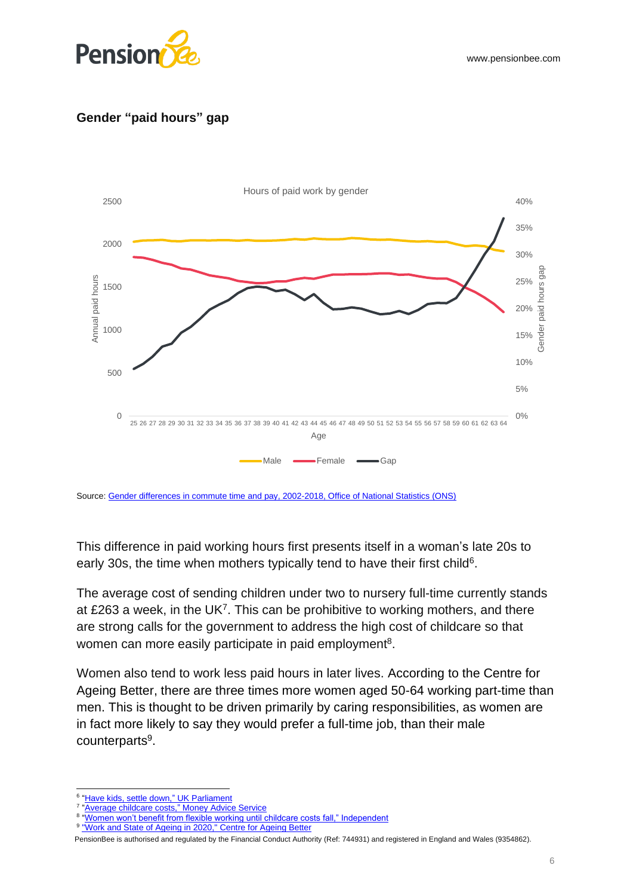### Gender "paid hours" gap

Source: Gender differences in commute time and pay, 2002-2018, Office of National Statistics (ONS)

This difference in paid working hours first presents itself in a woman's late 20s to early 30s, the time when mothers typically tend to have their first child[6].

The average cost of sending children under two to nursery full-time currently stands at £263 a week, in the UK[7]. This can be prohibitive to working mothers, and there are strong calls for the government to address the high cost of childcare so that women can more easily participate in paid employment[8].

Women also tend to work less paid hours in later lives. According to the Centre for Ageing Better, there are three times more women aged 50-64 working part-time than men. This is thought to be driven primarily by caring responsibilities, as women are in fact more likely to say they would prefer a full-time job, than their male counterparts[9].

---

[6] "Have kids, settle down," UK Parliament
[7] "Average childcare costs," Money Advice Service
[8] "Women won't benefit from flexible working until childcare costs fall," Independent
[9] "Work and State of Ageing in 2020," Centre for Ageing Better

PensionBee is authorised and regulated by the Financial Conduct Authority (Ref: 744931) and registered in England and Wales (9354862).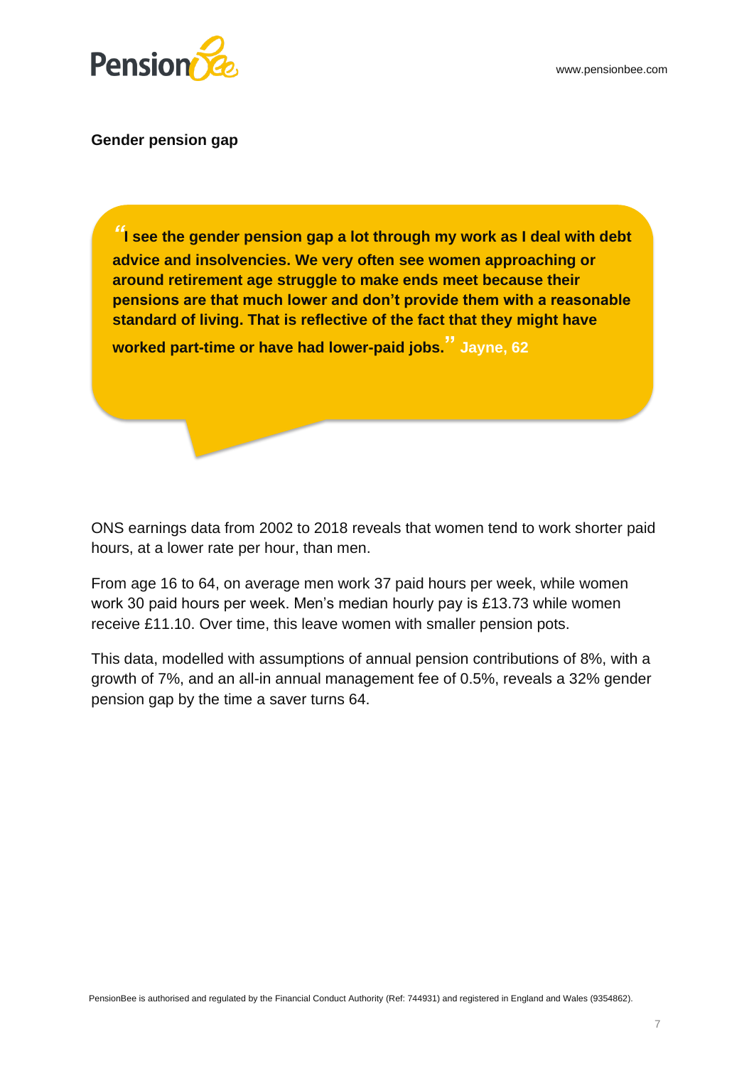**Gender pension gap**

> **"I see the gender pension gap a lot through my work as I deal with debt advice and insolvencies. We very often see women approaching or around retirement age struggle to make ends meet because their pensions are that much lower and don't provide them with a reasonable standard of living. That is reflective of the fact that they might have worked part-time or have had lower-paid jobs."** **Jayne, 62**

ONS earnings data from 2002 to 2018 reveals that women tend to work shorter paid hours, at a lower rate per hour, than men.

From age 16 to 64, on average men work 37 paid hours per week, while women work 30 paid hours per week. Men's median hourly pay is £13.73 while women receive £11.10. Over time, this leave women with smaller pension pots.

This data, modelled with assumptions of annual pension contributions of 8%, with a growth of 7%, and an all-in annual management fee of 0.5%, reveals a 32% gender pension gap by the time a saver turns 64.

PensionBee is authorised and regulated by the Financial Conduct Authority (Ref: 744931) and registered in England and Wales (9354862).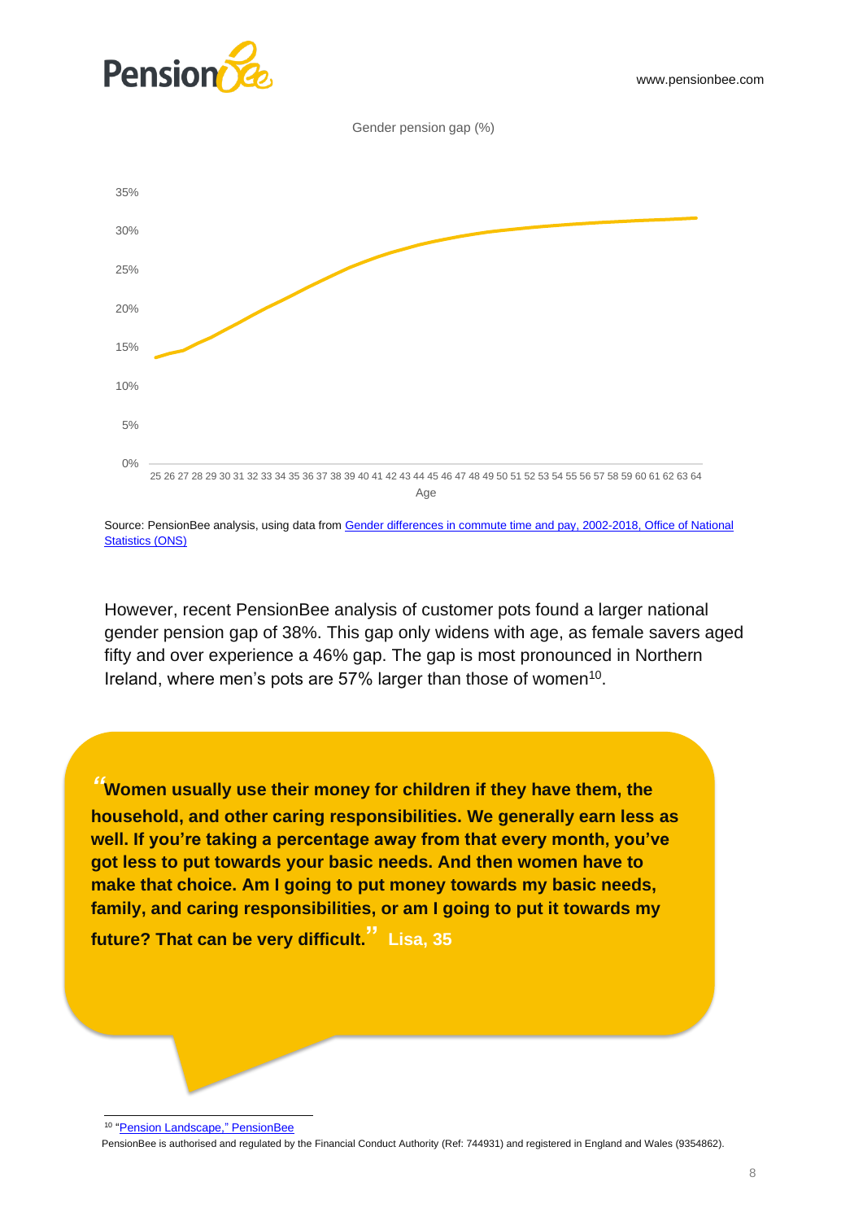Gender pension gap (%)

Age

Source: PensionBee analysis, using data from [Gender differences in commute time and pay, 2002-2018, Office of National Statistics (ONS)]

However, recent PensionBee analysis of customer pots found a larger national gender pension gap of 38%. This gap only widens with age, as female savers aged fifty and over experience a 46% gap. The gap is most pronounced in Northern Ireland, where men's pots are 57% larger than those of women[10].

> **"Women usually use their money for children if they have them, the household, and other caring responsibilities. We generally earn less as well. If you're taking a percentage away from that every month, you've got less to put towards your basic needs. And then women have to make that choice. Am I going to put money towards my basic needs, family, and caring responsibilities, or am I going to put it towards my future? That can be very difficult."** **Lisa, 35**

[10] "Pension Landscape," PensionBee

PensionBee is authorised and regulated by the Financial Conduct Authority (Ref: 744931) and registered in England and Wales (9354862).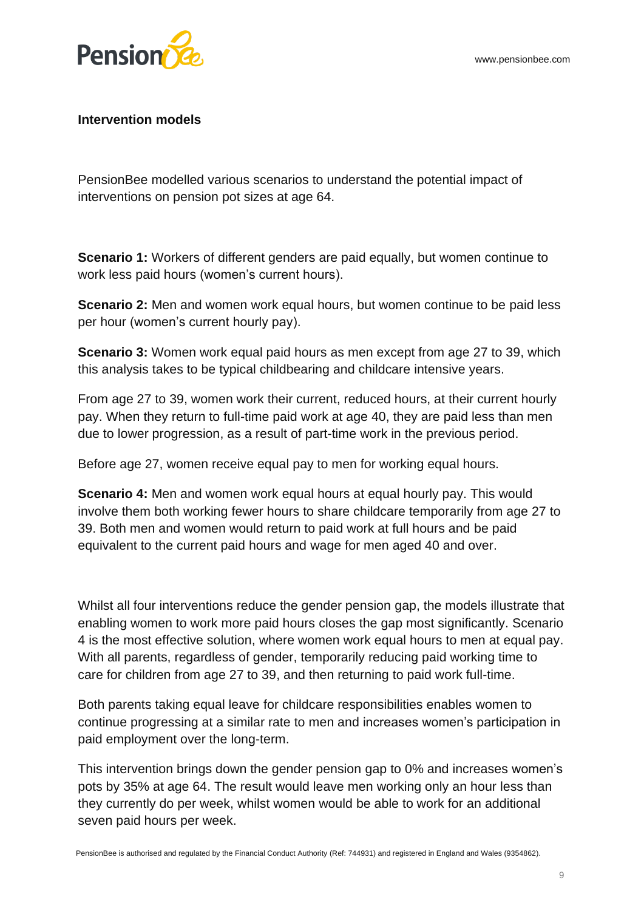**Intervention models**

PensionBee modelled various scenarios to understand the potential impact of interventions on pension pot sizes at age 64.

**Scenario 1:** Workers of different genders are paid equally, but women continue to work less paid hours (women's current hours).

**Scenario 2:** Men and women work equal hours, but women continue to be paid less per hour (women's current hourly pay).

**Scenario 3:** Women work equal paid hours as men except from age 27 to 39, which this analysis takes to be typical childbearing and childcare intensive years.

From age 27 to 39, women work their current, reduced hours, at their current hourly pay. When they return to full-time paid work at age 40, they are paid less than men due to lower progression, as a result of part-time work in the previous period.

Before age 27, women receive equal pay to men for working equal hours.

**Scenario 4:** Men and women work equal hours at equal hourly pay. This would involve them both working fewer hours to share childcare temporarily from age 27 to 39. Both men and women would return to paid work at full hours and be paid equivalent to the current paid hours and wage for men aged 40 and over.

Whilst all four interventions reduce the gender pension gap, the models illustrate that enabling women to work more paid hours closes the gap most significantly. Scenario 4 is the most effective solution, where women work equal hours to men at equal pay. With all parents, regardless of gender, temporarily reducing paid working time to care for children from age 27 to 39, and then returning to paid work full-time.

Both parents taking equal leave for childcare responsibilities enables women to continue progressing at a similar rate to men and increases women's participation in paid employment over the long-term.

This intervention brings down the gender pension gap to 0% and increases women's pots by 35% at age 64. The result would leave men working only an hour less than they currently do per week, whilst women would be able to work for an additional seven paid hours per week.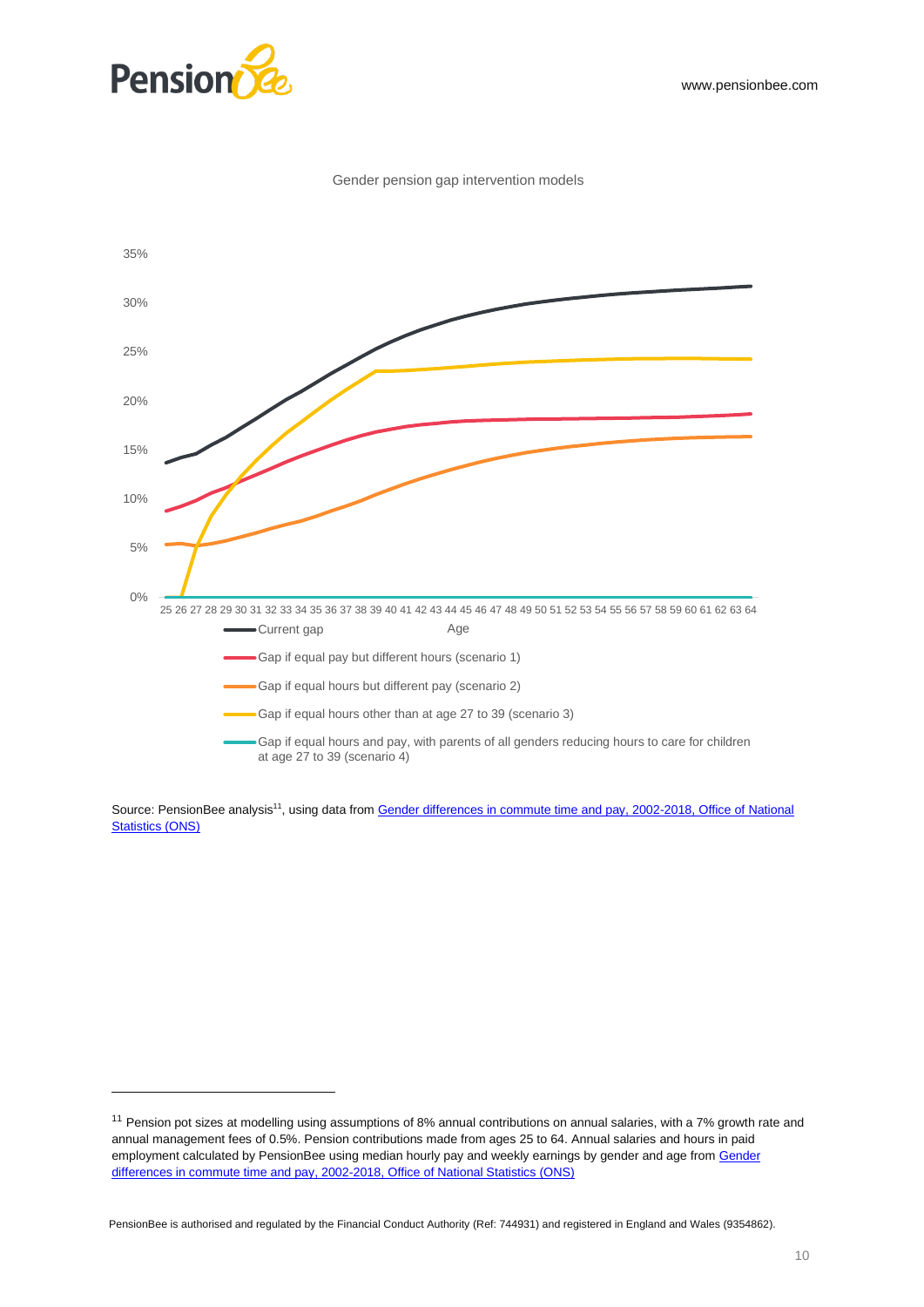Gender pension gap intervention models

35%

30%

25%

20%

15%

10%

5%

0%

25 26 27 28 29 30 31 32 33 34 35 36 37 38 39 40 41 42 43 44 45 46 47 48 49 50 51 52 53 54 55 56 57 58 59 60 61 62 63 64

Age

- Current gap
- Gap if equal pay but different hours (scenario 1)
- Gap if equal hours but different pay (scenario 2)
- Gap if equal hours other than at age 27 to 39 (scenario 3)
- Gap if equal hours and pay, with parents of all genders reducing hours to care for children at age 27 to 39 (scenario 4)

Source: PensionBee analysis[11], using data from [Gender differences in commute time and pay, 2002-2018, Office of National Statistics (ONS)](#)

---

[11] Pension pot sizes at modelling using assumptions of 8% annual contributions on annual salaries, with a 7% growth rate and annual management fees of 0.5%. Pension contributions made from ages 25 to 64. Annual salaries and hours in paid employment calculated by PensionBee using median hourly pay and weekly earnings by gender and age from [Gender differences in commute time and pay, 2002-2018, Office of National Statistics (ONS)](#)

PensionBee is authorised and regulated by the Financial Conduct Authority (Ref: 744931) and registered in England and Wales (9354862).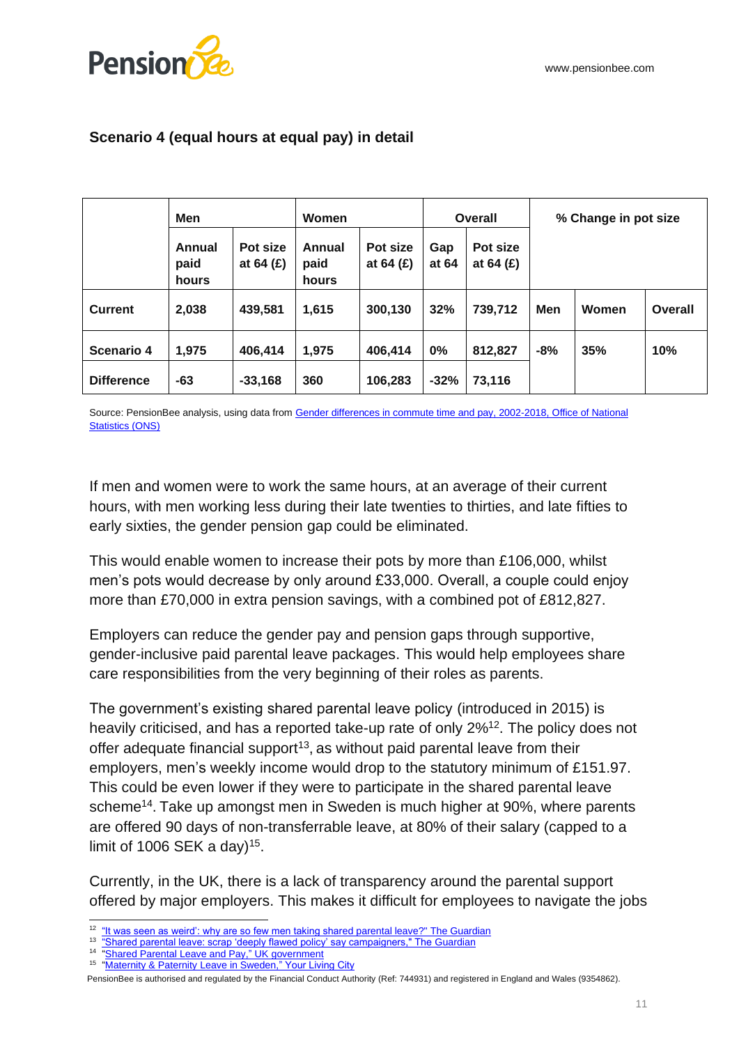## Scenario 4 (equal hours at equal pay) in detail

| | Men | | Women | | Overall | | % Change in pot size | | |
|---|---|---|---|---|---|---|---|---|---|
| | Annual paid hours | Pot size at 64 (£) | Annual paid hours | Pot size at 64 (£) | Gap at 64 | Pot size at 64 (£) | | | |
| **Current** | 2,038 | 439,581 | 1,615 | 300,130 | 32% | 739,712 | **Men** | **Women** | **Overall** |
| **Scenario 4** | 1,975 | 406,414 | 1,975 | 406,414 | 0% | 812,827 | -8% | 35% | 10% |
| **Difference** | -63 | -33,168 | 360 | 106,283 | -32% | 73,116 | | | |

Source: PensionBee analysis, using data from [Gender differences in commute time and pay, 2002-2018, Office of National Statistics (ONS)]

If men and women were to work the same hours, at an average of their current hours, with men working less during their late twenties to thirties, and late fifties to early sixties, the gender pension gap could be eliminated.

This would enable women to increase their pots by more than £106,000, whilst men's pots would decrease by only around £33,000. Overall, a couple could enjoy more than £70,000 in extra pension savings, with a combined pot of £812,827.

Employers can reduce the gender pay and pension gaps through supportive, gender-inclusive paid parental leave packages. This would help employees share care responsibilities from the very beginning of their roles as parents.

The government's existing shared parental leave policy (introduced in 2015) is heavily criticised, and has a reported take-up rate of only 2%[12]. The policy does not offer adequate financial support[13], as without paid parental leave from their employers, men's weekly income would drop to the statutory minimum of £151.97. This could be even lower if they were to participate in the shared parental leave scheme[14]. Take up amongst men in Sweden is much higher at 90%, where parents are offered 90 days of non-transferrable leave, at 80% of their salary (capped to a limit of 1006 SEK a day)[15].

Currently, in the UK, there is a lack of transparency around the parental support offered by major employers. This makes it difficult for employees to navigate the jobs

---

[12] "It was seen as weird': why are so few men taking shared parental leave?" The Guardian

[13] "Shared parental leave: scrap 'deeply flawed policy' say campaigners," The Guardian

[14] "Shared Parental Leave and Pay," UK government

[15] "Maternity & Paternity Leave in Sweden," Your Living City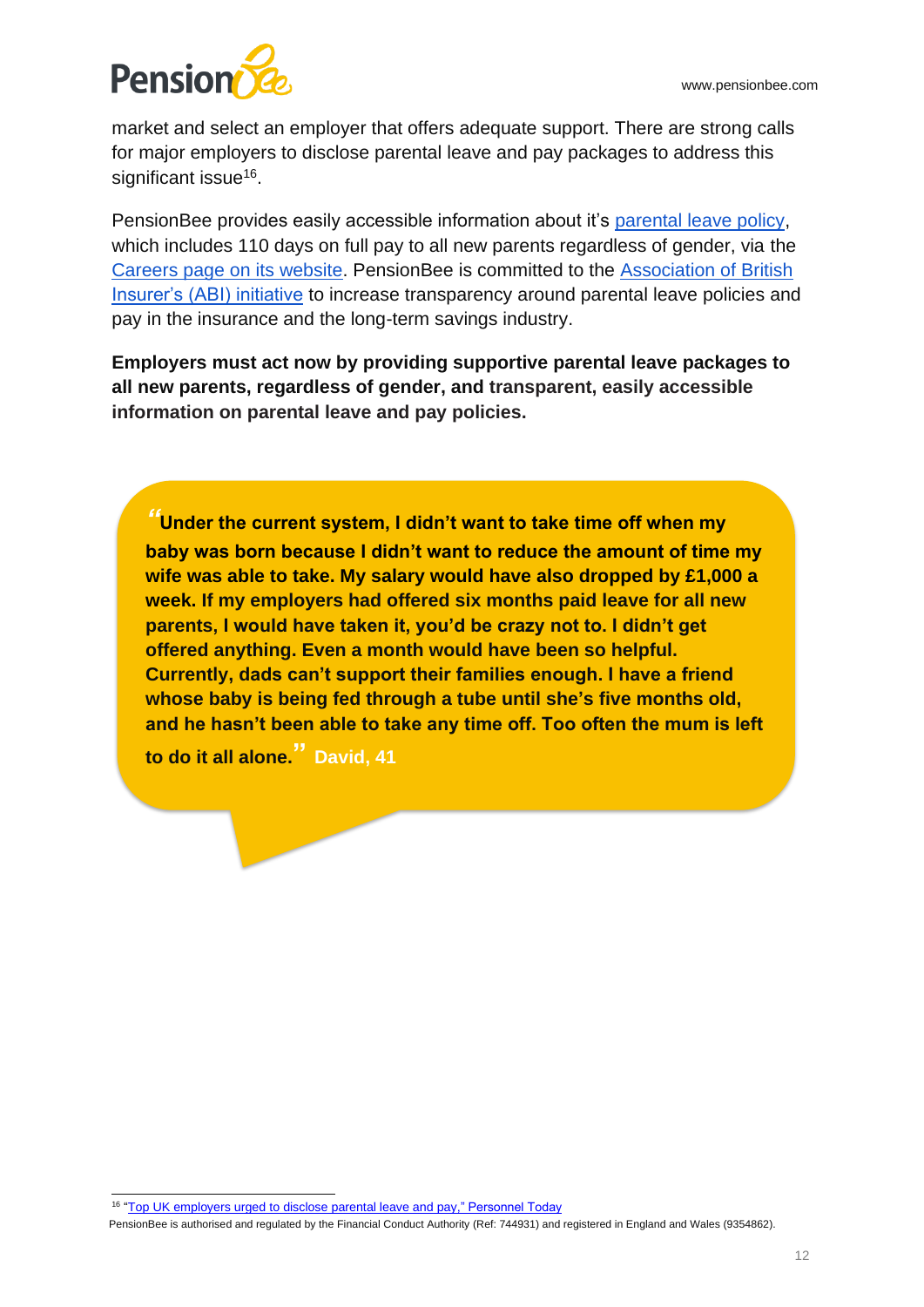market and select an employer that offers adequate support. There are strong calls for major employers to disclose parental leave and pay packages to address this significant issue[16].

PensionBee provides easily accessible information about it's parental leave policy, which includes 110 days on full pay to all new parents regardless of gender, via the Careers page on its website. PensionBee is committed to the Association of British Insurer's (ABI) initiative to increase transparency around parental leave policies and pay in the insurance and the long-term savings industry.

**Employers must act now by providing supportive parental leave packages to all new parents, regardless of gender, and transparent, easily accessible information on parental leave and pay policies.**

> **"Under the current system, I didn't want to take time off when my baby was born because I didn't want to reduce the amount of time my wife was able to take. My salary would have also dropped by £1,000 a week. If my employers had offered six months paid leave for all new parents, I would have taken it, you'd be crazy not to. I didn't get offered anything. Even a month would have been so helpful. Currently, dads can't support their families enough. I have a friend whose baby is being fed through a tube until she's five months old, and he hasn't been able to take any time off. Too often the mum is left to do it all alone." David, 41**

[16] "Top UK employers urged to disclose parental leave and pay," Personnel Today

PensionBee is authorised and regulated by the Financial Conduct Authority (Ref: 744931) and registered in England and Wales (9354862).